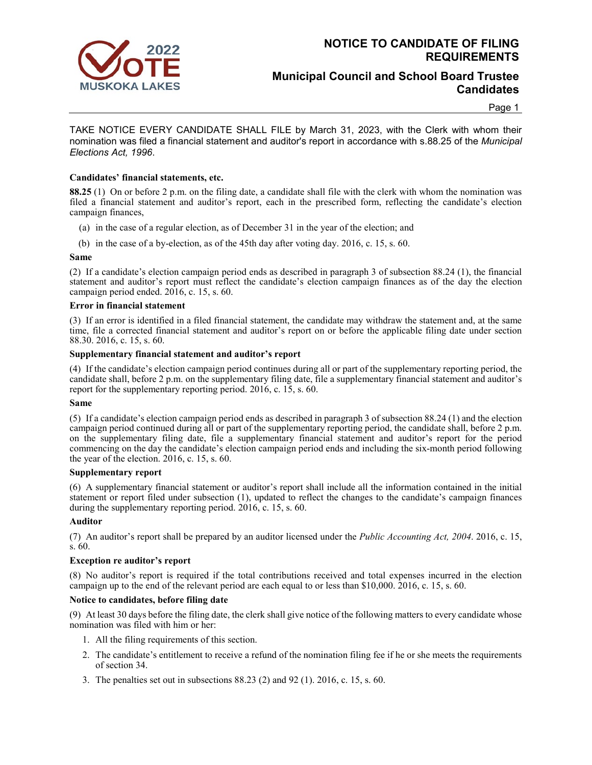# NOTICE TO CANDIDATE OF FILING REQUIREMENTS

## Municipal Council and School Board Trustee Candidates

TAKE NOTICE EVERY CANDIDATE SHALL FILE by March 31, 2023, with the Clerk with whom their nomination was filed a financial statement and auditor's report in accordance with s.88.25 of the *Municipal Elections Act, 1996*.

**Candidates' financial statements, etc.**

**88.25** (1) On or before 2 p.m. on the filing date, a candidate shall file with the clerk with whom the nomination was filed a financial statement and auditor's report, each in the prescribed form, reflecting the candidate's election campaign finances,

(a) in the case of a regular election, as of December 31 in the year of the election; and

(b) in the case of a by-election, as of the 45th day after voting day. 2016, c. 15, s. 60.

**Same**

(2) If a candidate's election campaign period ends as described in paragraph 3 of subsection 88.24 (1), the financial statement and auditor's report must reflect the candidate's election campaign finances as of the day the election campaign period ended. 2016, c. 15, s. 60.

**Error in financial statement**

(3) If an error is identified in a filed financial statement, the candidate may withdraw the statement and, at the same time, file a corrected financial statement and auditor's report on or before the applicable filing date under section 88.30. 2016, c. 15, s. 60.

**Supplementary financial statement and auditor's report**

(4) If the candidate's election campaign period continues during all or part of the supplementary reporting period, the candidate shall, before 2 p.m. on the supplementary filing date, file a supplementary financial statement and auditor's report for the supplementary reporting period. 2016, c. 15, s. 60.

**Same**

(5) If a candidate's election campaign period ends as described in paragraph 3 of subsection 88.24 (1) and the election campaign period continued during all or part of the supplementary reporting period, the candidate shall, before 2 p.m. on the supplementary filing date, file a supplementary financial statement and auditor's report for the period commencing on the day the candidate's election campaign period ends and including the six-month period following the year of the election. 2016, c. 15, s. 60.

**Supplementary report**

(6) A supplementary financial statement or auditor's report shall include all the information contained in the initial statement or report filed under subsection (1), updated to reflect the changes to the candidate's campaign finances during the supplementary reporting period. 2016, c. 15, s. 60.

**Auditor**

(7) An auditor's report shall be prepared by an auditor licensed under the *Public Accounting Act, 2004*. 2016, c. 15, s. 60.

**Exception re auditor's report**

(8) No auditor's report is required if the total contributions received and total expenses incurred in the election campaign up to the end of the relevant period are each equal to or less than $10,000. 2016, c. 15, s. 60.

**Notice to candidates, before filing date**

(9) At least 30 days before the filing date, the clerk shall give notice of the following matters to every candidate whose nomination was filed with him or her:

1. All the filing requirements of this section.
2. The candidate's entitlement to receive a refund of the nomination filing fee if he or she meets the requirements of section 34.
3. The penalties set out in subsections 88.23 (2) and 92 (1). 2016, c. 15, s. 60.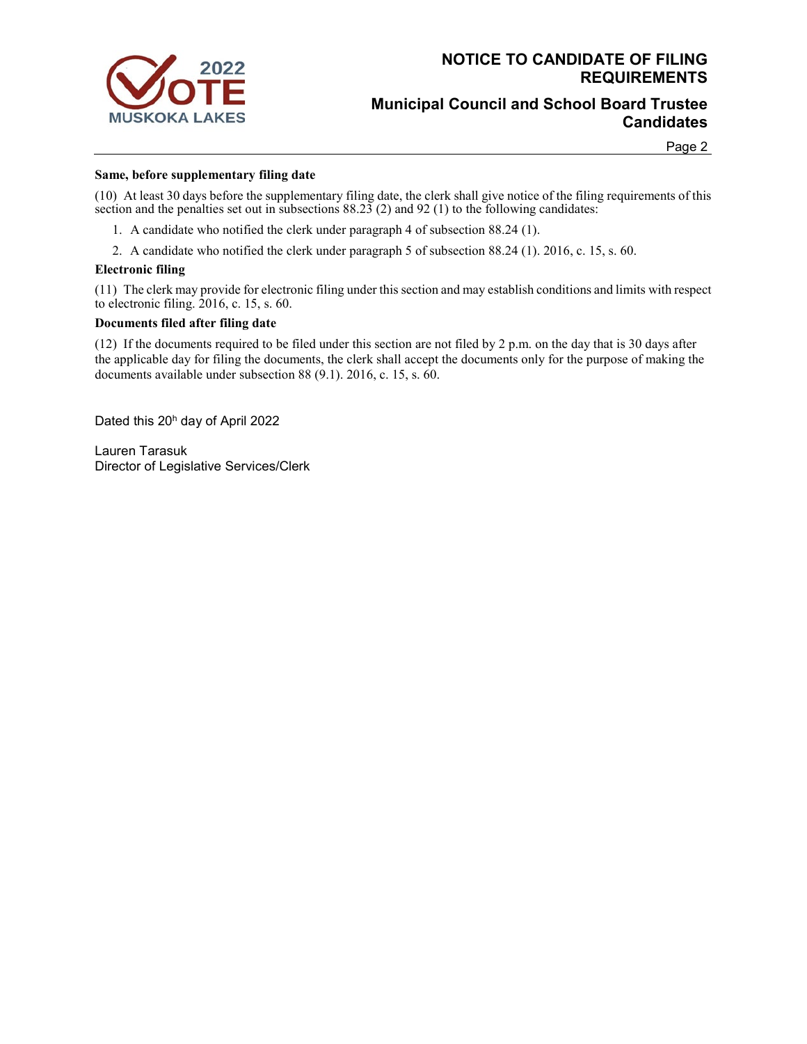**Same, before supplementary filing date**

(10) At least 30 days before the supplementary filing date, the clerk shall give notice of the filing requirements of this section and the penalties set out in subsections 88.23 (2) and 92 (1) to the following candidates:

1. A candidate who notified the clerk under paragraph 4 of subsection 88.24 (1).
2. A candidate who notified the clerk under paragraph 5 of subsection 88.24 (1). 2016, c. 15, s. 60.

**Electronic filing**

(11) The clerk may provide for electronic filing under this section and may establish conditions and limits with respect to electronic filing. 2016, c. 15, s. 60.

**Documents filed after filing date**

(12) If the documents required to be filed under this section are not filed by 2 p.m. on the day that is 30 days after the applicable day for filing the documents, the clerk shall accept the documents only for the purpose of making the documents available under subsection 88 (9.1). 2016, c. 15, s. 60.

Dated this 20h day of April 2022

Lauren Tarasuk
Director of Legislative Services/Clerk